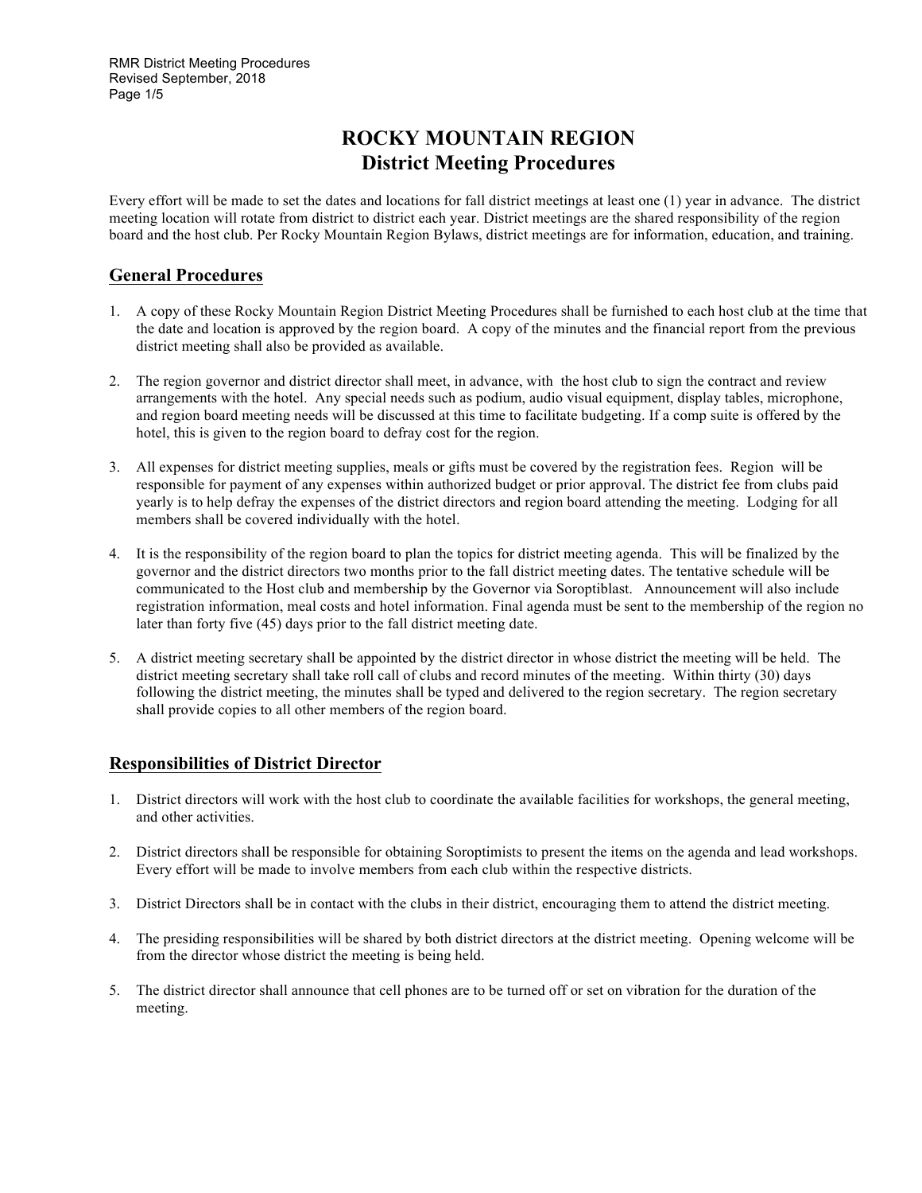# ROCKY MOUNTAIN REGION
# District Meeting Procedures

Every effort will be made to set the dates and locations for fall district meetings at least one (1) year in advance. The district meeting location will rotate from district to district each year. District meetings are the shared responsibility of the region board and the host club. Per Rocky Mountain Region Bylaws, district meetings are for information, education, and training.

## General Procedures

1. A copy of these Rocky Mountain Region District Meeting Procedures shall be furnished to each host club at the time that the date and location is approved by the region board. A copy of the minutes and the financial report from the previous district meeting shall also be provided as available.

2. The region governor and district director shall meet, in advance, with the host club to sign the contract and review arrangements with the hotel. Any special needs such as podium, audio visual equipment, display tables, microphone, and region board meeting needs will be discussed at this time to facilitate budgeting. If a comp suite is offered by the hotel, this is given to the region board to defray cost for the region.

3. All expenses for district meeting supplies, meals or gifts must be covered by the registration fees. Region will be responsible for payment of any expenses within authorized budget or prior approval. The district fee from clubs paid yearly is to help defray the expenses of the district directors and region board attending the meeting. Lodging for all members shall be covered individually with the hotel.

4. It is the responsibility of the region board to plan the topics for district meeting agenda. This will be finalized by the governor and the district directors two months prior to the fall district meeting dates. The tentative schedule will be communicated to the Host club and membership by the Governor via Soroptiblast. Announcement will also include registration information, meal costs and hotel information. Final agenda must be sent to the membership of the region no later than forty five (45) days prior to the fall district meeting date.

5. A district meeting secretary shall be appointed by the district director in whose district the meeting will be held. The district meeting secretary shall take roll call of clubs and record minutes of the meeting. Within thirty (30) days following the district meeting, the minutes shall be typed and delivered to the region secretary. The region secretary shall provide copies to all other members of the region board.

## Responsibilities of District Director

1. District directors will work with the host club to coordinate the available facilities for workshops, the general meeting, and other activities.

2. District directors shall be responsible for obtaining Soroptimists to present the items on the agenda and lead workshops. Every effort will be made to involve members from each club within the respective districts.

3. District Directors shall be in contact with the clubs in their district, encouraging them to attend the district meeting.

4. The presiding responsibilities will be shared by both district directors at the district meeting. Opening welcome will be from the director whose district the meeting is being held.

5. The district director shall announce that cell phones are to be turned off or set on vibration for the duration of the meeting.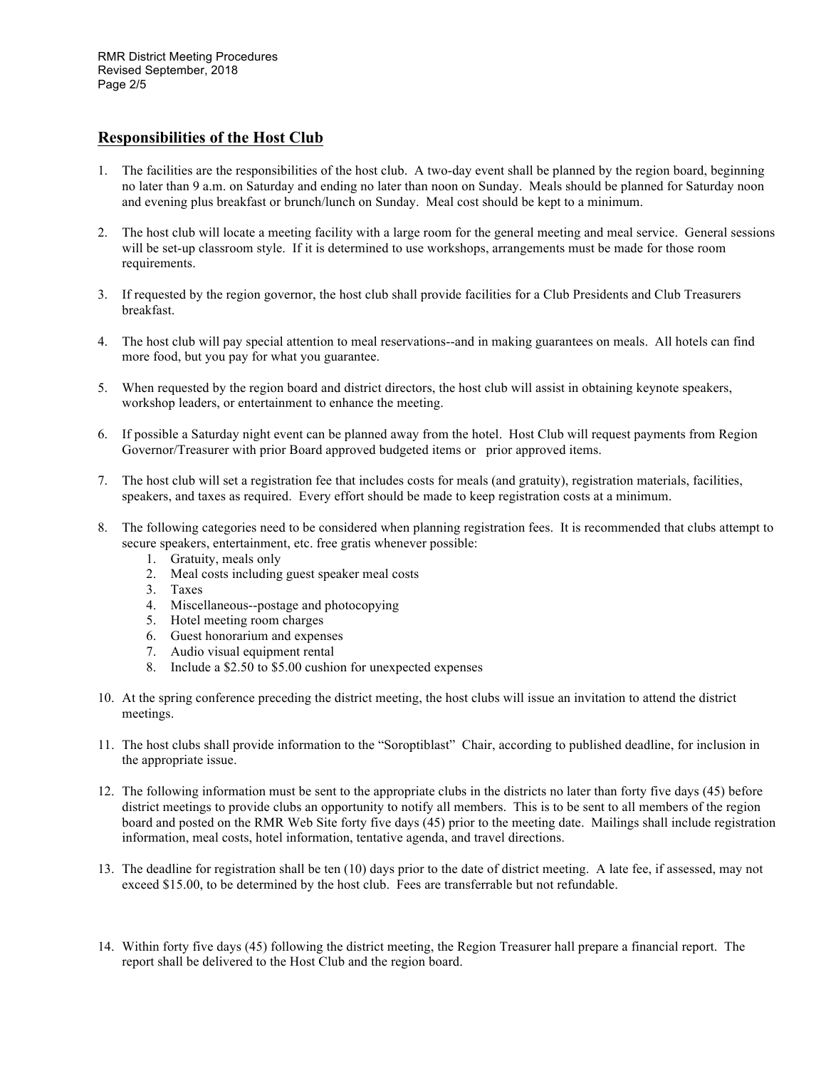## Responsibilities of the Host Club

1. The facilities are the responsibilities of the host club. A two-day event shall be planned by the region board, beginning no later than 9 a.m. on Saturday and ending no later than noon on Sunday. Meals should be planned for Saturday noon and evening plus breakfast or brunch/lunch on Sunday. Meal cost should be kept to a minimum.

2. The host club will locate a meeting facility with a large room for the general meeting and meal service. General sessions will be set-up classroom style. If it is determined to use workshops, arrangements must be made for those room requirements.

3. If requested by the region governor, the host club shall provide facilities for a Club Presidents and Club Treasurers breakfast.

4. The host club will pay special attention to meal reservations--and in making guarantees on meals. All hotels can find more food, but you pay for what you guarantee.

5. When requested by the region board and district directors, the host club will assist in obtaining keynote speakers, workshop leaders, or entertainment to enhance the meeting.

6. If possible a Saturday night event can be planned away from the hotel. Host Club will request payments from Region Governor/Treasurer with prior Board approved budgeted items or prior approved items.

7. The host club will set a registration fee that includes costs for meals (and gratuity), registration materials, facilities, speakers, and taxes as required. Every effort should be made to keep registration costs at a minimum.

8. The following categories need to be considered when planning registration fees. It is recommended that clubs attempt to secure speakers, entertainment, etc. free gratis whenever possible:
   1. Gratuity, meals only
   2. Meal costs including guest speaker meal costs
   3. Taxes
   4. Miscellaneous--postage and photocopying
   5. Hotel meeting room charges
   6. Guest honorarium and expenses
   7. Audio visual equipment rental
   8. Include a $2.50 to $5.00 cushion for unexpected expenses

10. At the spring conference preceding the district meeting, the host clubs will issue an invitation to attend the district meetings.

11. The host clubs shall provide information to the "Soroptiblast" Chair, according to published deadline, for inclusion in the appropriate issue.

12. The following information must be sent to the appropriate clubs in the districts no later than forty five days (45) before district meetings to provide clubs an opportunity to notify all members. This is to be sent to all members of the region board and posted on the RMR Web Site forty five days (45) prior to the meeting date. Mailings shall include registration information, meal costs, hotel information, tentative agenda, and travel directions.

13. The deadline for registration shall be ten (10) days prior to the date of district meeting. A late fee, if assessed, may not exceed $15.00, to be determined by the host club. Fees are transferrable but not refundable.

14. Within forty five days (45) following the district meeting, the Region Treasurer hall prepare a financial report. The report shall be delivered to the Host Club and the region board.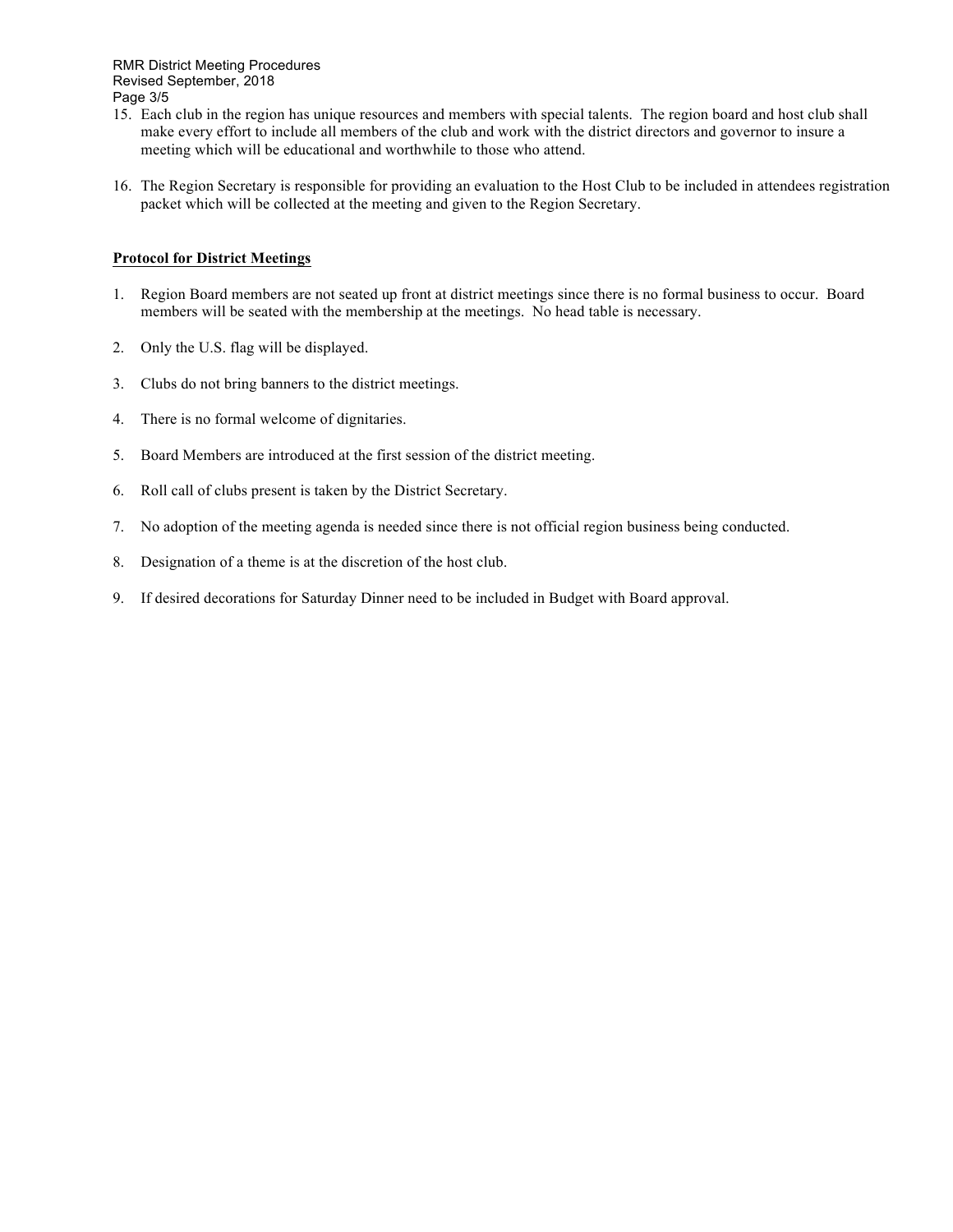15. Each club in the region has unique resources and members with special talents. The region board and host club shall make every effort to include all members of the club and work with the district directors and governor to insure a meeting which will be educational and worthwhile to those who attend.

16. The Region Secretary is responsible for providing an evaluation to the Host Club to be included in attendees registration packet which will be collected at the meeting and given to the Region Secretary.

**Protocol for District Meetings**

1. Region Board members are not seated up front at district meetings since there is no formal business to occur. Board members will be seated with the membership at the meetings. No head table is necessary.

2. Only the U.S. flag will be displayed.

3. Clubs do not bring banners to the district meetings.

4. There is no formal welcome of dignitaries.

5. Board Members are introduced at the first session of the district meeting.

6. Roll call of clubs present is taken by the District Secretary.

7. No adoption of the meeting agenda is needed since there is not official region business being conducted.

8. Designation of a theme is at the discretion of the host club.

9. If desired decorations for Saturday Dinner need to be included in Budget with Board approval.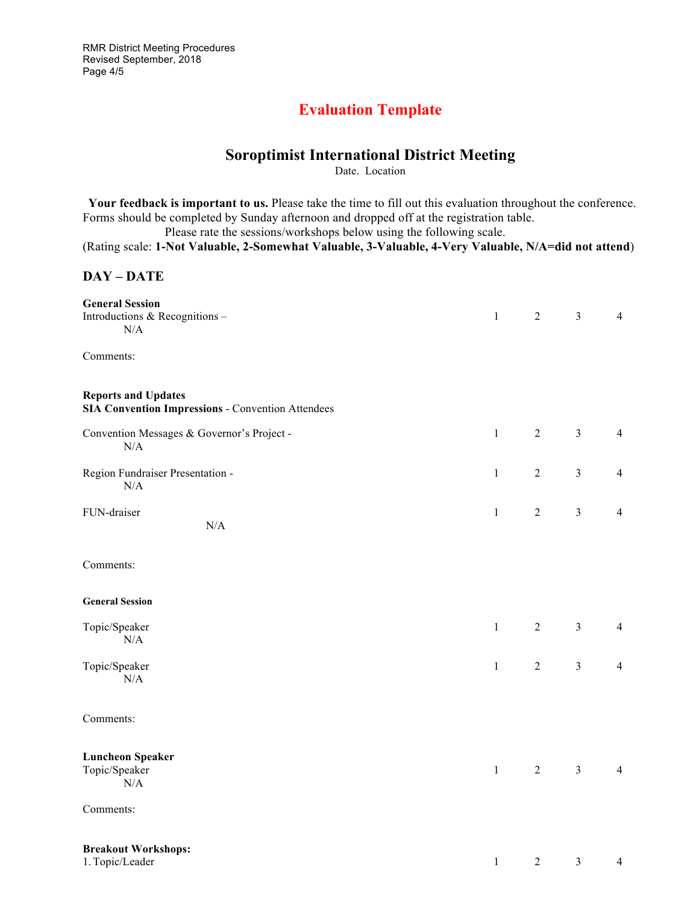# Evaluation Template

## Soroptimist International District Meeting

Date. Location

**Your feedback is important to us.** Please take the time to fill out this evaluation throughout the conference. Forms should be completed by Sunday afternoon and dropped off at the registration table.

Please rate the sessions/workshops below using the following scale.

(Rating scale: **1-Not Valuable, 2-Somewhat Valuable, 3-Valuable, 4-Very Valuable, N/A=did not attend**)

### DAY – DATE

**General Session**

Introductions & Recognitions – 1 2 3 4
N/A

Comments:

**Reports and Updates**
**SIA Convention Impressions** - Convention Attendees

Convention Messages & Governor's Project - 1 2 3 4
N/A

Region Fundraiser Presentation - 1 2 3 4
N/A

FUN-draiser 1 2 3 4
N/A

Comments:

**General Session**

Topic/Speaker 1 2 3 4
N/A

Topic/Speaker 1 2 3 4
N/A

Comments:

**Luncheon Speaker**
Topic/Speaker 1 2 3 4
N/A

Comments:

**Breakout Workshops:**
1. Topic/Leader 1 2 3 4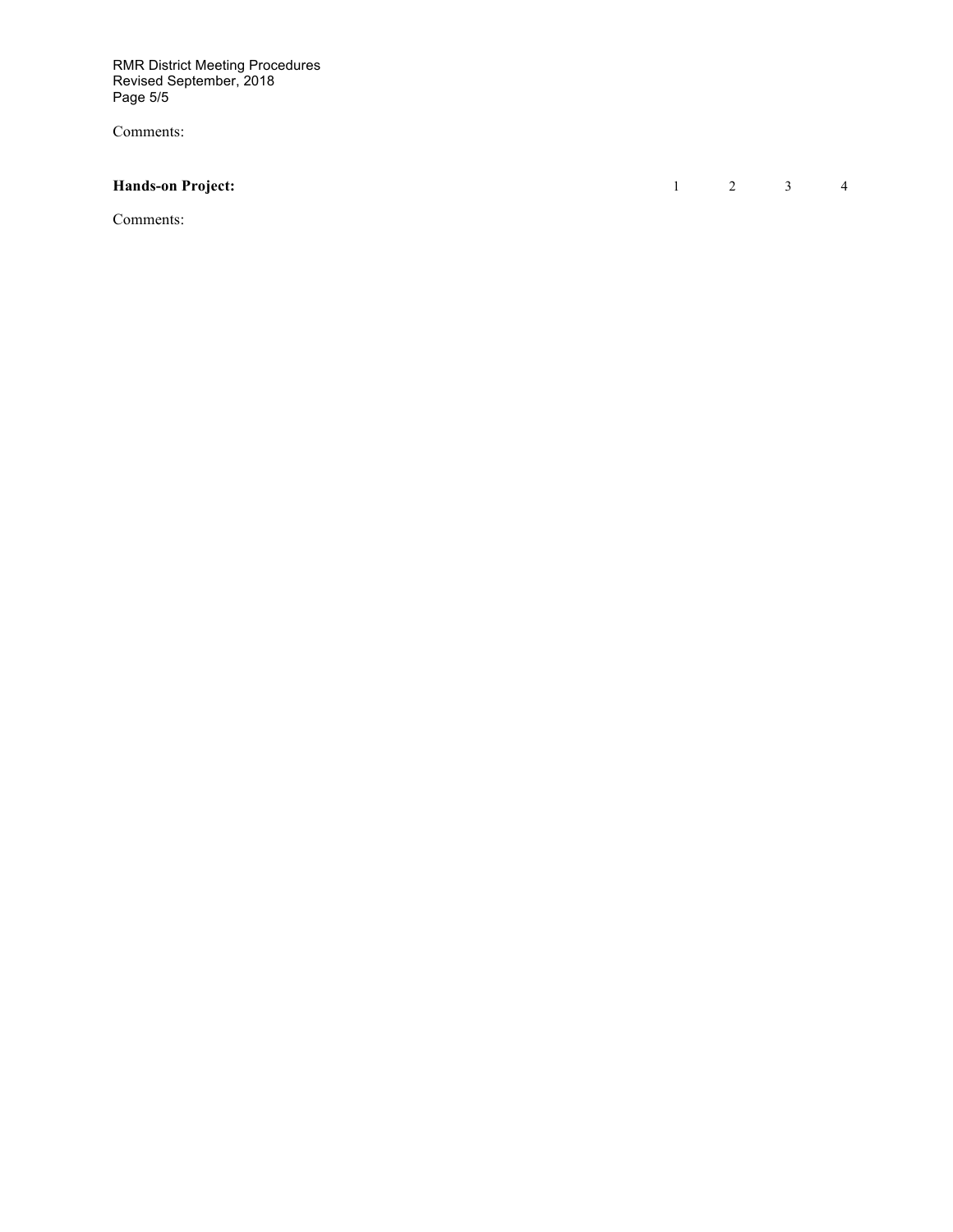Comments:

**Hands-on Project:** 1 2 3 4

Comments: